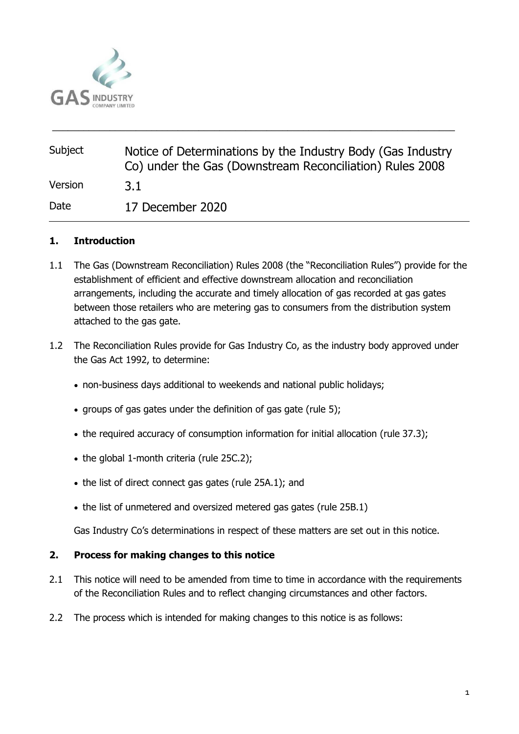| Subject | Notice of Determinations by the Industry Body (Gas Industry Co) under the Gas (Downstream Reconciliation) Rules 2008 |
| --- | --- |
| Version | 3.1 |
| Date | 17 December 2020 |

## 1. Introduction

1.1 The Gas (Downstream Reconciliation) Rules 2008 (the "Reconciliation Rules") provide for the establishment of efficient and effective downstream allocation and reconciliation arrangements, including the accurate and timely allocation of gas recorded at gas gates between those retailers who are metering gas to consumers from the distribution system attached to the gas gate.

1.2 The Reconciliation Rules provide for Gas Industry Co, as the industry body approved under the Gas Act 1992, to determine:

- non-business days additional to weekends and national public holidays;
- groups of gas gates under the definition of gas gate (rule 5);
- the required accuracy of consumption information for initial allocation (rule 37.3);
- the global 1-month criteria (rule 25C.2);
- the list of direct connect gas gates (rule 25A.1); and
- the list of unmetered and oversized metered gas gates (rule 25B.1)

Gas Industry Co's determinations in respect of these matters are set out in this notice.

## 2. Process for making changes to this notice

2.1 This notice will need to be amended from time to time in accordance with the requirements of the Reconciliation Rules and to reflect changing circumstances and other factors.

2.2 The process which is intended for making changes to this notice is as follows: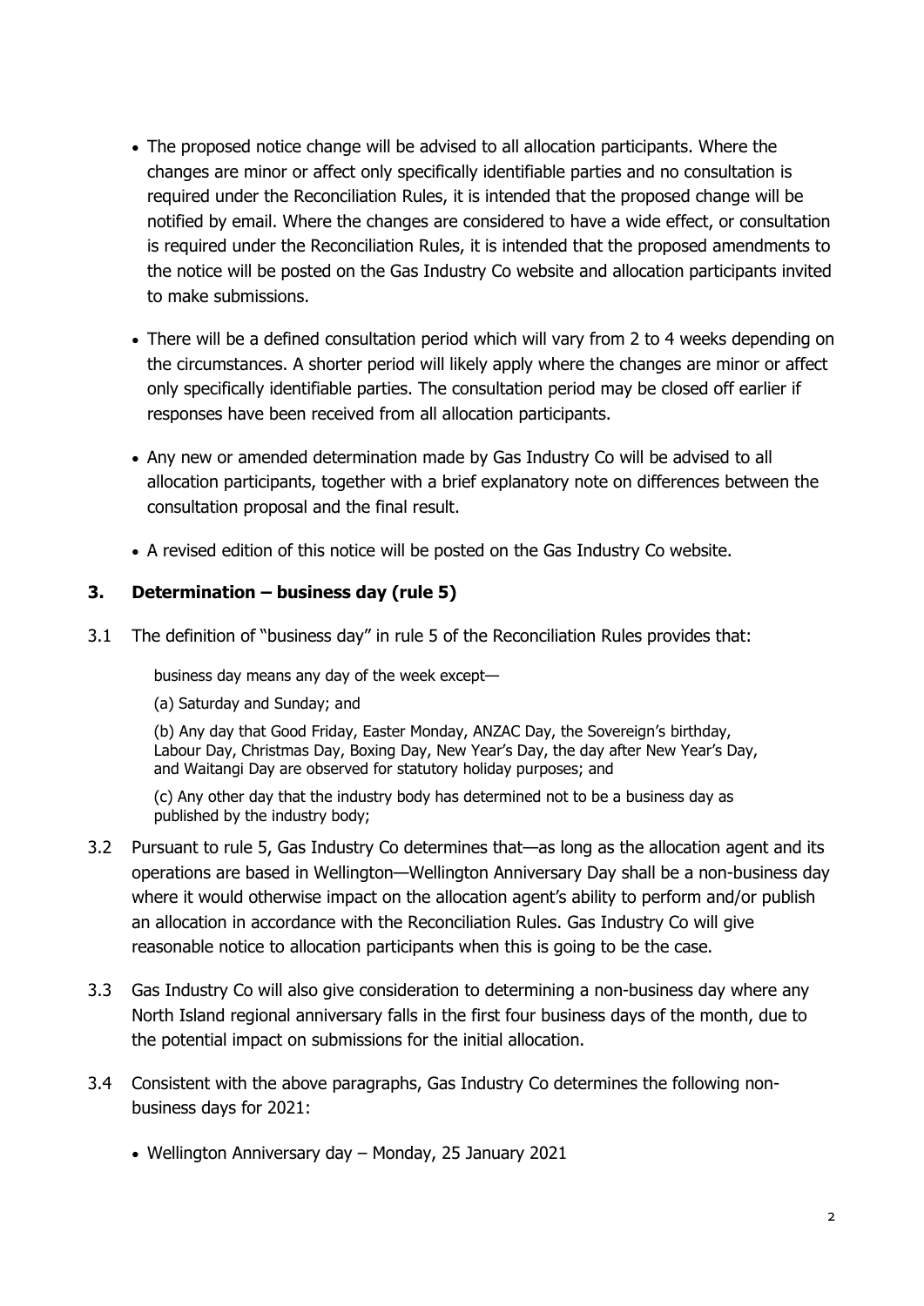- The proposed notice change will be advised to all allocation participants. Where the changes are minor or affect only specifically identifiable parties and no consultation is required under the Reconciliation Rules, it is intended that the proposed change will be notified by email. Where the changes are considered to have a wide effect, or consultation is required under the Reconciliation Rules, it is intended that the proposed amendments to the notice will be posted on the Gas Industry Co website and allocation participants invited to make submissions.
- There will be a defined consultation period which will vary from 2 to 4 weeks depending on the circumstances. A shorter period will likely apply where the changes are minor or affect only specifically identifiable parties. The consultation period may be closed off earlier if responses have been received from all allocation participants.
- Any new or amended determination made by Gas Industry Co will be advised to all allocation participants, together with a brief explanatory note on differences between the consultation proposal and the final result.
- A revised edition of this notice will be posted on the Gas Industry Co website.

## 3. Determination – business day (rule 5)

3.1 The definition of "business day" in rule 5 of the Reconciliation Rules provides that:

> business day means any day of the week except—
>
> (a) Saturday and Sunday; and
>
> (b) Any day that Good Friday, Easter Monday, ANZAC Day, the Sovereign's birthday, Labour Day, Christmas Day, Boxing Day, New Year's Day, the day after New Year's Day, and Waitangi Day are observed for statutory holiday purposes; and
>
> (c) Any other day that the industry body has determined not to be a business day as published by the industry body;

3.2 Pursuant to rule 5, Gas Industry Co determines that—as long as the allocation agent and its operations are based in Wellington—Wellington Anniversary Day shall be a non-business day where it would otherwise impact on the allocation agent's ability to perform and/or publish an allocation in accordance with the Reconciliation Rules. Gas Industry Co will give reasonable notice to allocation participants when this is going to be the case.

3.3 Gas Industry Co will also give consideration to determining a non-business day where any North Island regional anniversary falls in the first four business days of the month, due to the potential impact on submissions for the initial allocation.

3.4 Consistent with the above paragraphs, Gas Industry Co determines the following non-business days for 2021:

- Wellington Anniversary day – Monday, 25 January 2021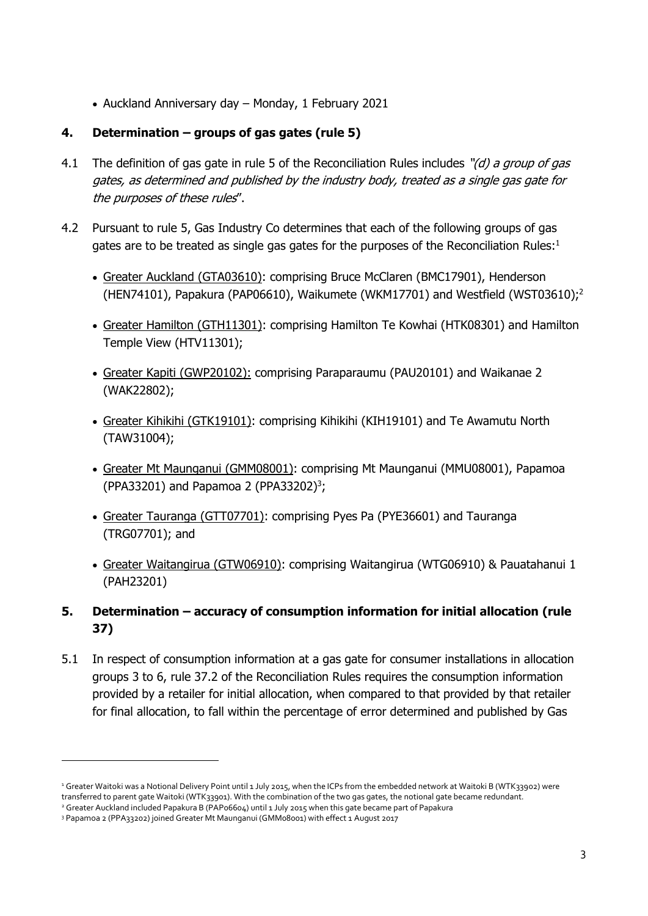- Auckland Anniversary day – Monday, 1 February 2021

## 4. Determination – groups of gas gates (rule 5)

4.1 The definition of gas gate in rule 5 of the Reconciliation Rules includes *"(d) a group of gas gates, as determined and published by the industry body, treated as a single gas gate for the purposes of these rules*".

4.2 Pursuant to rule 5, Gas Industry Co determines that each of the following groups of gas gates are to be treated as single gas gates for the purposes of the Reconciliation Rules:[1]

- Greater Auckland (GTA03610): comprising Bruce McClaren (BMC17901), Henderson (HEN74101), Papakura (PAP06610), Waikumete (WKM17701) and Westfield (WST03610);[2]
- Greater Hamilton (GTH11301): comprising Hamilton Te Kowhai (HTK08301) and Hamilton Temple View (HTV11301);
- Greater Kapiti (GWP20102): comprising Paraparaumu (PAU20101) and Waikanae 2 (WAK22802);
- Greater Kihikihi (GTK19101): comprising Kihikihi (KIH19101) and Te Awamutu North (TAW31004);
- Greater Mt Maunganui (GMM08001): comprising Mt Maunganui (MMU08001), Papamoa (PPA33201) and Papamoa 2 (PPA33202)[3];
- Greater Tauranga (GTT07701): comprising Pyes Pa (PYE36601) and Tauranga (TRG07701); and
- Greater Waitangirua (GTW06910): comprising Waitangirua (WTG06910) & Pauatahanui 1 (PAH23201)

## 5. Determination – accuracy of consumption information for initial allocation (rule 37)

5.1 In respect of consumption information at a gas gate for consumer installations in allocation groups 3 to 6, rule 37.2 of the Reconciliation Rules requires the consumption information provided by a retailer for initial allocation, when compared to that provided by that retailer for final allocation, to fall within the percentage of error determined and published by Gas

---

[1] Greater Waitoki was a Notional Delivery Point until 1 July 2015, when the ICPs from the embedded network at Waitoki B (WTK33902) were transferred to parent gate Waitoki (WTK33901). With the combination of the two gas gates, the notional gate became redundant.

[2] Greater Auckland included Papakura B (PAP06604) until 1 July 2015 when this gate became part of Papakura

[3] Papamoa 2 (PPA33202) joined Greater Mt Maunganui (GMM08001) with effect 1 August 2017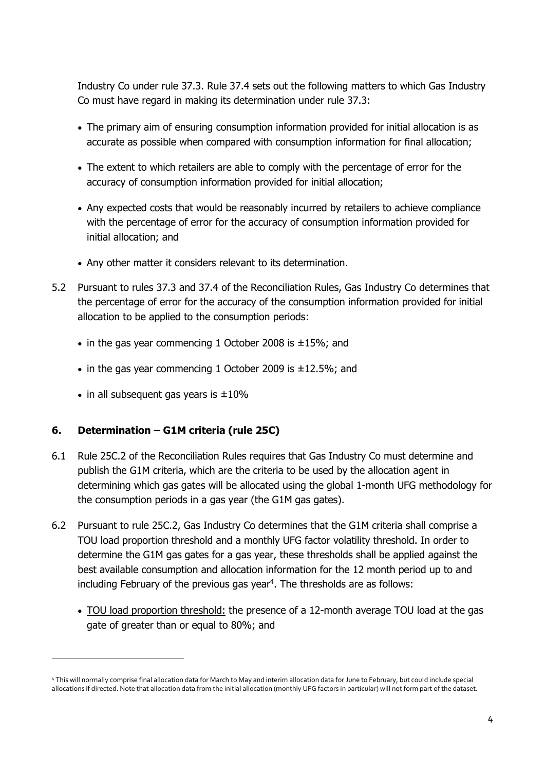Industry Co under rule 37.3. Rule 37.4 sets out the following matters to which Gas Industry Co must have regard in making its determination under rule 37.3:

- The primary aim of ensuring consumption information provided for initial allocation is as accurate as possible when compared with consumption information for final allocation;
- The extent to which retailers are able to comply with the percentage of error for the accuracy of consumption information provided for initial allocation;
- Any expected costs that would be reasonably incurred by retailers to achieve compliance with the percentage of error for the accuracy of consumption information provided for initial allocation; and
- Any other matter it considers relevant to its determination.

5.2 Pursuant to rules 37.3 and 37.4 of the Reconciliation Rules, Gas Industry Co determines that the percentage of error for the accuracy of the consumption information provided for initial allocation to be applied to the consumption periods:

- in the gas year commencing 1 October 2008 is ±15%; and
- in the gas year commencing 1 October 2009 is ±12.5%; and
- in all subsequent gas years is ±10%

## 6. Determination – G1M criteria (rule 25C)

6.1 Rule 25C.2 of the Reconciliation Rules requires that Gas Industry Co must determine and publish the G1M criteria, which are the criteria to be used by the allocation agent in determining which gas gates will be allocated using the global 1-month UFG methodology for the consumption periods in a gas year (the G1M gas gates).

6.2 Pursuant to rule 25C.2, Gas Industry Co determines that the G1M criteria shall comprise a TOU load proportion threshold and a monthly UFG factor volatility threshold. In order to determine the G1M gas gates for a gas year, these thresholds shall be applied against the best available consumption and allocation information for the 12 month period up to and including February of the previous gas year[4]. The thresholds are as follows:

- TOU load proportion threshold: the presence of a 12-month average TOU load at the gas gate of greater than or equal to 80%; and

[4] This will normally comprise final allocation data for March to May and interim allocation data for June to February, but could include special allocations if directed. Note that allocation data from the initial allocation (monthly UFG factors in particular) will not form part of the dataset.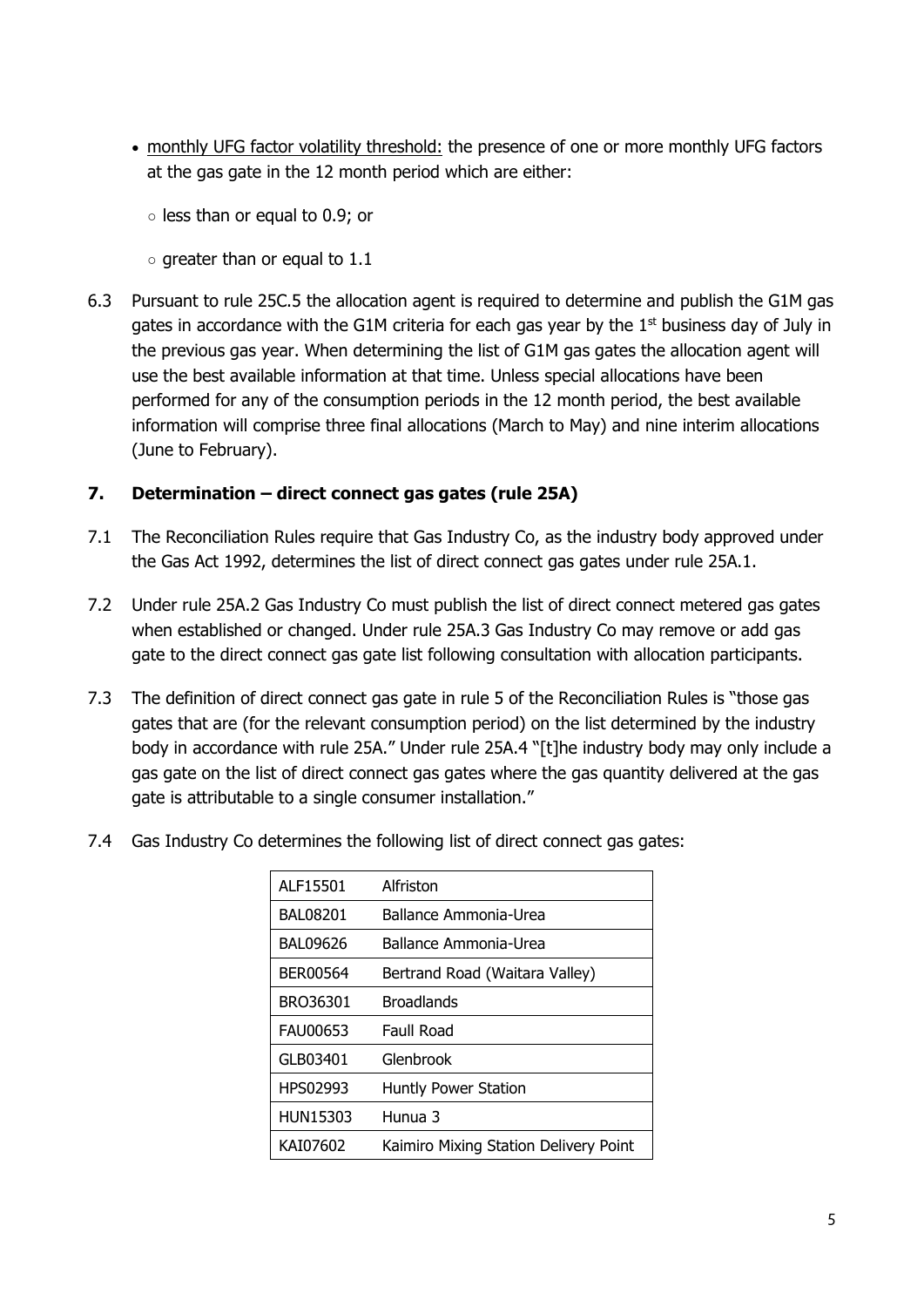- monthly UFG factor volatility threshold: the presence of one or more monthly UFG factors at the gas gate in the 12 month period which are either:
  - less than or equal to 0.9; or
  - greater than or equal to 1.1

6.3 Pursuant to rule 25C.5 the allocation agent is required to determine and publish the G1M gas gates in accordance with the G1M criteria for each gas year by the 1st business day of July in the previous gas year. When determining the list of G1M gas gates the allocation agent will use the best available information at that time. Unless special allocations have been performed for any of the consumption periods in the 12 month period, the best available information will comprise three final allocations (March to May) and nine interim allocations (June to February).

## 7. Determination – direct connect gas gates (rule 25A)

7.1 The Reconciliation Rules require that Gas Industry Co, as the industry body approved under the Gas Act 1992, determines the list of direct connect gas gates under rule 25A.1.

7.2 Under rule 25A.2 Gas Industry Co must publish the list of direct connect metered gas gates when established or changed. Under rule 25A.3 Gas Industry Co may remove or add gas gate to the direct connect gas gate list following consultation with allocation participants.

7.3 The definition of direct connect gas gate in rule 5 of the Reconciliation Rules is "those gas gates that are (for the relevant consumption period) on the list determined by the industry body in accordance with rule 25A." Under rule 25A.4 "[t]he industry body may only include a gas gate on the list of direct connect gas gates where the gas quantity delivered at the gas gate is attributable to a single consumer installation."

7.4 Gas Industry Co determines the following list of direct connect gas gates:

| | |
|---|---|
| ALF15501 | Alfriston |
| BAL08201 | Ballance Ammonia-Urea |
| BAL09626 | Ballance Ammonia-Urea |
| BER00564 | Bertrand Road (Waitara Valley) |
| BRO36301 | Broadlands |
| FAU00653 | Faull Road |
| GLB03401 | Glenbrook |
| HPS02993 | Huntly Power Station |
| HUN15303 | Hunua 3 |
| KAI07602 | Kaimiro Mixing Station Delivery Point |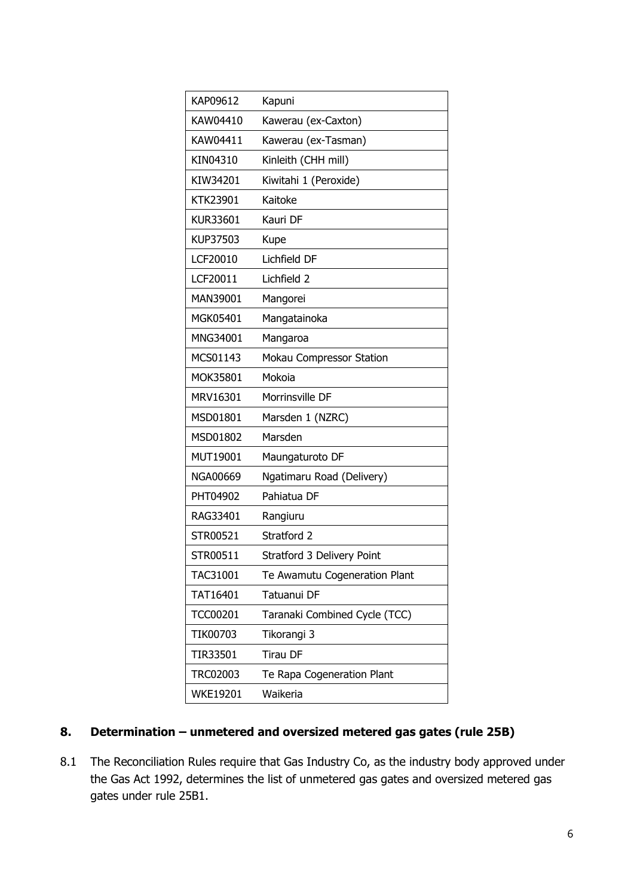| | |
|---|---|
| KAP09612 | Kapuni |
| KAW04410 | Kawerau (ex-Caxton) |
| KAW04411 | Kawerau (ex-Tasman) |
| KIN04310 | Kinleith (CHH mill) |
| KIW34201 | Kiwitahi 1 (Peroxide) |
| KTK23901 | Kaitoke |
| KUR33601 | Kauri DF |
| KUP37503 | Kupe |
| LCF20010 | Lichfield DF |
| LCF20011 | Lichfield 2 |
| MAN39001 | Mangorei |
| MGK05401 | Mangatainoka |
| MNG34001 | Mangaroa |
| MCS01143 | Mokau Compressor Station |
| MOK35801 | Mokoia |
| MRV16301 | Morrinsville DF |
| MSD01801 | Marsden 1 (NZRC) |
| MSD01802 | Marsden |
| MUT19001 | Maungaturoto DF |
| NGA00669 | Ngatimaru Road (Delivery) |
| PHT04902 | Pahiatua DF |
| RAG33401 | Rangiuru |
| STR00521 | Stratford 2 |
| STR00511 | Stratford 3 Delivery Point |
| TAC31001 | Te Awamutu Cogeneration Plant |
| TAT16401 | Tatuanui DF |
| TCC00201 | Taranaki Combined Cycle (TCC) |
| TIK00703 | Tikorangi 3 |
| TIR33501 | Tirau DF |
| TRC02003 | Te Rapa Cogeneration Plant |
| WKE19201 | Waikeria |

## 8. Determination – unmetered and oversized metered gas gates (rule 25B)

8.1 The Reconciliation Rules require that Gas Industry Co, as the industry body approved under the Gas Act 1992, determines the list of unmetered gas gates and oversized metered gas gates under rule 25B1.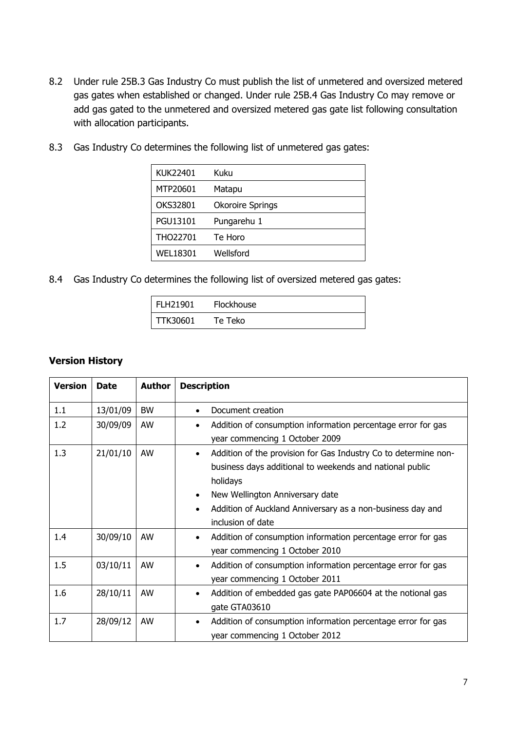8.2 Under rule 25B.3 Gas Industry Co must publish the list of unmetered and oversized metered gas gates when established or changed. Under rule 25B.4 Gas Industry Co may remove or add gas gated to the unmetered and oversized metered gas gate list following consultation with allocation participants.

8.3 Gas Industry Co determines the following list of unmetered gas gates:

| | |
|---|---|
| KUK22401 | Kuku |
| MTP20601 | Matapu |
| OKS32801 | Okoroire Springs |
| PGU13101 | Pungarehu 1 |
| THO22701 | Te Horo |
| WEL18301 | Wellsford |

8.4 Gas Industry Co determines the following list of oversized metered gas gates:

| | |
|---|---|
| FLH21901 | Flockhouse |
| TTK30601 | Te Teko |

### Version History

| Version | Date | Author | Description |
|---|---|---|---|
| 1.1 | 13/01/09 | BW | • Document creation |
| 1.2 | 30/09/09 | AW | • Addition of consumption information percentage error for gas year commencing 1 October 2009 |
| 1.3 | 21/01/10 | AW | • Addition of the provision for Gas Industry Co to determine non-business days additional to weekends and national public holidays<br>• New Wellington Anniversary date<br>• Addition of Auckland Anniversary as a non-business day and inclusion of date |
| 1.4 | 30/09/10 | AW | • Addition of consumption information percentage error for gas year commencing 1 October 2010 |
| 1.5 | 03/10/11 | AW | • Addition of consumption information percentage error for gas year commencing 1 October 2011 |
| 1.6 | 28/10/11 | AW | • Addition of embedded gas gate PAP06604 at the notional gas gate GTA03610 |
| 1.7 | 28/09/12 | AW | • Addition of consumption information percentage error for gas year commencing 1 October 2012 |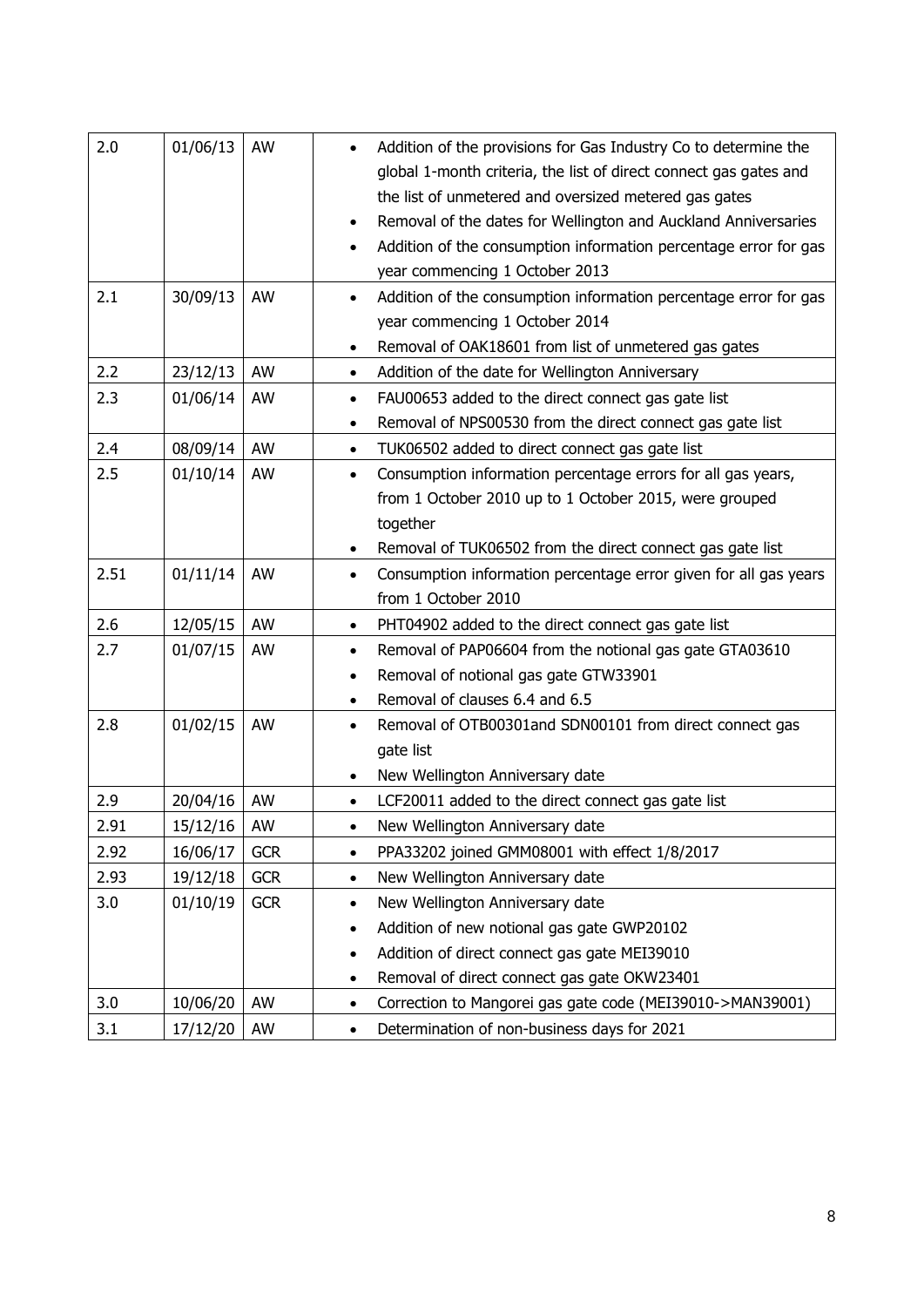| | | | |
|---|---|---|---|
| 2.0 | 01/06/13 | AW | • Addition of the provisions for Gas Industry Co to determine the global 1-month criteria, the list of direct connect gas gates and the list of unmetered and oversized metered gas gates<br>• Removal of the dates for Wellington and Auckland Anniversaries<br>• Addition of the consumption information percentage error for gas year commencing 1 October 2013 |
| 2.1 | 30/09/13 | AW | • Addition of the consumption information percentage error for gas year commencing 1 October 2014<br>• Removal of OAK18601 from list of unmetered gas gates |
| 2.2 | 23/12/13 | AW | • Addition of the date for Wellington Anniversary |
| 2.3 | 01/06/14 | AW | • FAU00653 added to the direct connect gas gate list<br>• Removal of NPS00530 from the direct connect gas gate list |
| 2.4 | 08/09/14 | AW | • TUK06502 added to direct connect gas gate list |
| 2.5 | 01/10/14 | AW | • Consumption information percentage errors for all gas years, from 1 October 2010 up to 1 October 2015, were grouped together<br>• Removal of TUK06502 from the direct connect gas gate list |
| 2.51 | 01/11/14 | AW | • Consumption information percentage error given for all gas years from 1 October 2010 |
| 2.6 | 12/05/15 | AW | • PHT04902 added to the direct connect gas gate list |
| 2.7 | 01/07/15 | AW | • Removal of PAP06604 from the notional gas gate GTA03610<br>• Removal of notional gas gate GTW33901<br>• Removal of clauses 6.4 and 6.5 |
| 2.8 | 01/02/15 | AW | • Removal of OTB00301and SDN00101 from direct connect gas gate list<br>• New Wellington Anniversary date |
| 2.9 | 20/04/16 | AW | • LCF20011 added to the direct connect gas gate list |
| 2.91 | 15/12/16 | AW | • New Wellington Anniversary date |
| 2.92 | 16/06/17 | GCR | • PPA33202 joined GMM08001 with effect 1/8/2017 |
| 2.93 | 19/12/18 | GCR | • New Wellington Anniversary date |
| 3.0 | 01/10/19 | GCR | • New Wellington Anniversary date<br>• Addition of new notional gas gate GWP20102<br>• Addition of direct connect gas gate MEI39010<br>• Removal of direct connect gas gate OKW23401 |
| 3.0 | 10/06/20 | AW | • Correction to Mangorei gas gate code (MEI39010->MAN39001) |
| 3.1 | 17/12/20 | AW | • Determination of non-business days for 2021 |